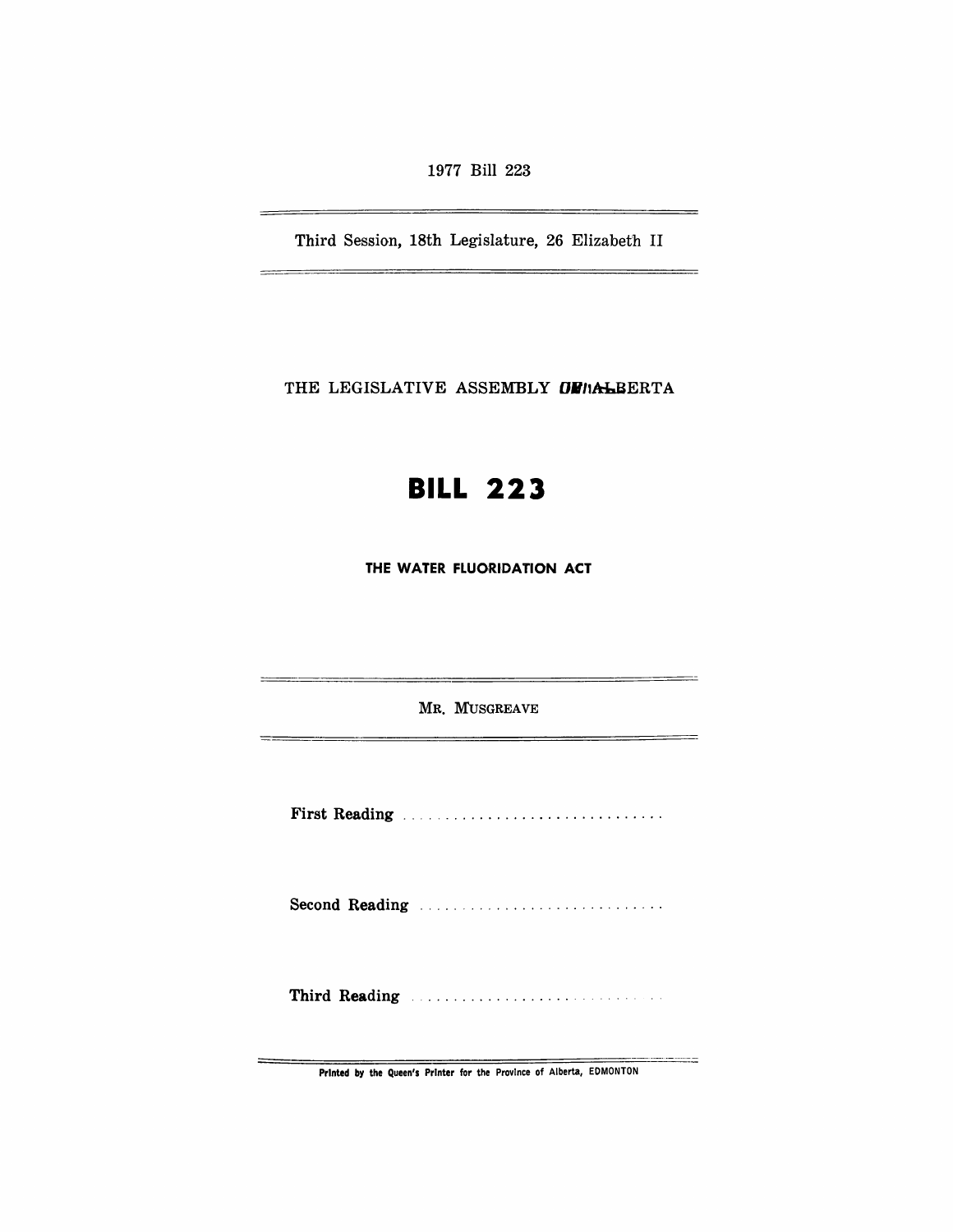1977 Bill 223

---

Third Session, 18th Legislature, 26 Elizabeth II

---

THE LEGISLATIVE ASSEMBLY OF ALBERTA

# BILL 223

## THE WATER FLUORIDATION ACT

---

MR. MUSGREAVE

---

**First Reading** ..............................

**Second Reading** ..............................

**Third Reading** ..............................

---

Printed by the Queen's Printer for the Province of Alberta, EDMONTON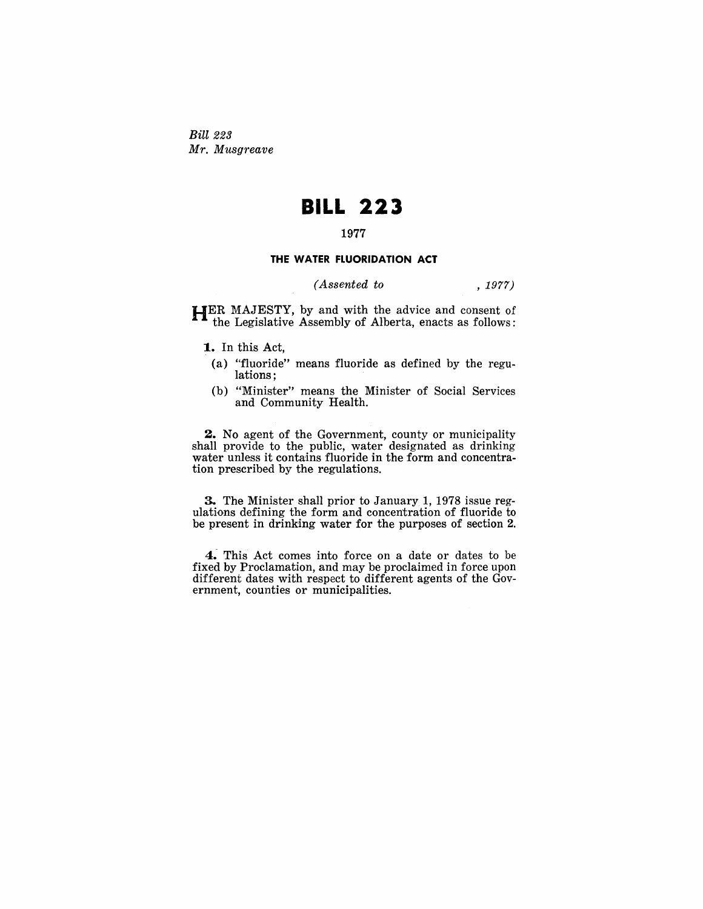*Bill 223*
*Mr. Musgreave*

# BILL 223

1977

### THE WATER FLUORIDATION ACT

*(Assented to , 1977)*

HER MAJESTY, by and with the advice and consent of the Legislative Assembly of Alberta, enacts as follows:

**1.** In this Act,

(a) "fluoride" means fluoride as defined by the regulations;

(b) "Minister" means the Minister of Social Services and Community Health.

**2.** No agent of the Government, county or municipality shall provide to the public, water designated as drinking water unless it contains fluoride in the form and concentration prescribed by the regulations.

**3.** The Minister shall prior to January 1, 1978 issue regulations defining the form and concentration of fluoride to be present in drinking water for the purposes of section 2.

**4.** This Act comes into force on a date or dates to be fixed by Proclamation, and may be proclaimed in force upon different dates with respect to different agents of the Government, counties or municipalities.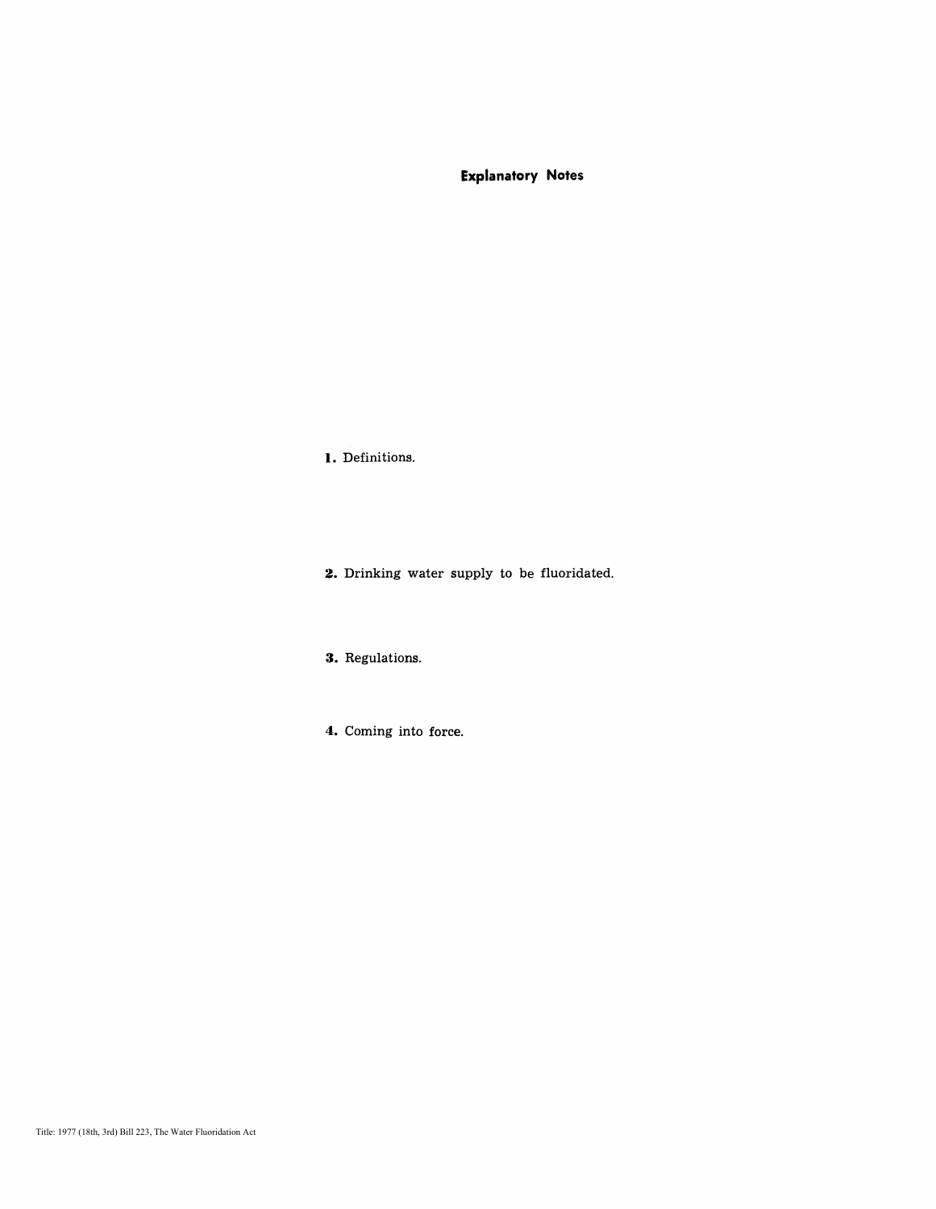## Explanatory Notes

**1.** Definitions.

**2.** Drinking water supply to be fluoridated.

**3.** Regulations.

**4.** Coming into force.

Title: 1977 (18th, 3rd) Bill 223, The Water Fluoridation Act